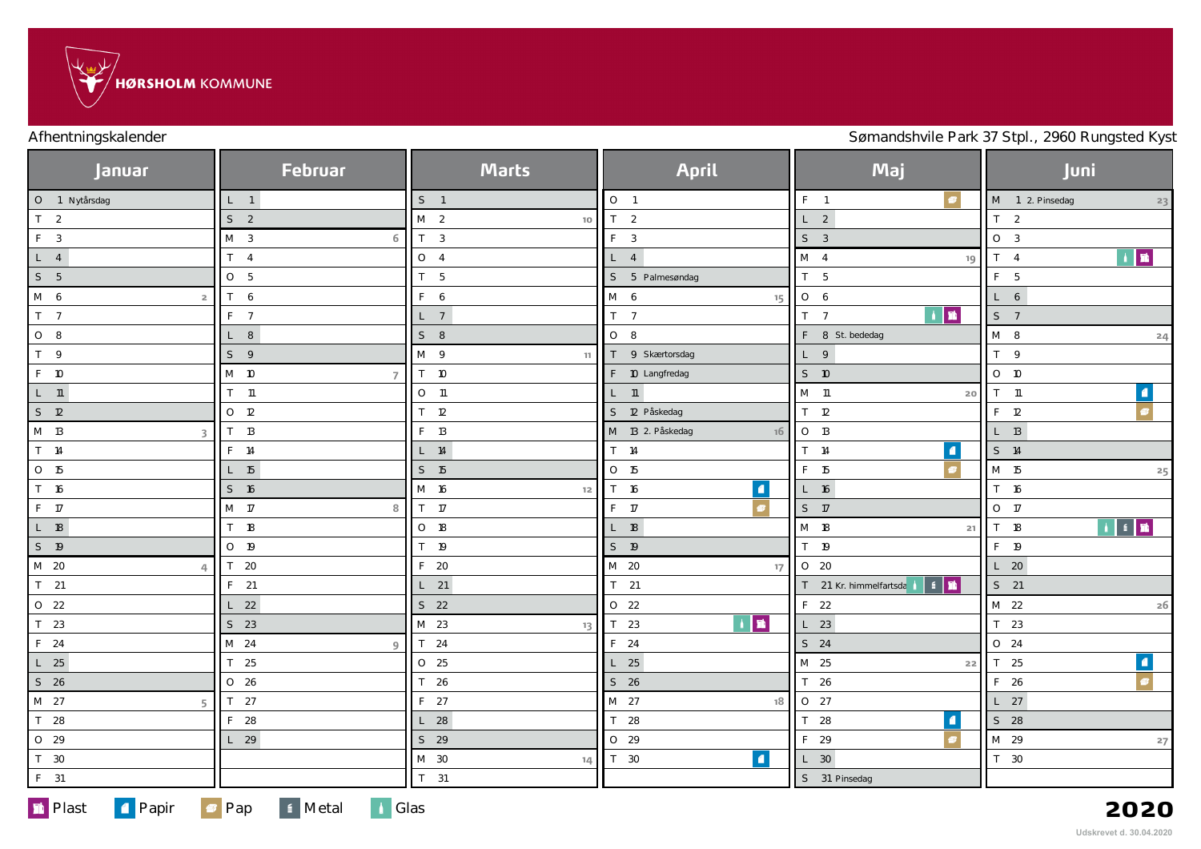HØRSHOLM KOMMUNE

Afhentningskalender

Sømandshvile Park 37 Stpl., 2960 Rungsted Kyst

| Januar | Februar | Marts | April | Maj | Juni |
|---|---|---|---|---|---|
| O 1 Nytårsdag | L 1 | S 1 | O 1 | F 1 Pap | M 1 2. Pinsedag 23 |
| T 2 | S 2 | M 2 10 | T 2 | L 2 | T 2 |
| F 3 | M 3 6 | T 3 | F 3 | S 3 | O 3 |
| L 4 | T 4 | O 4 | L 4 | M 4 19 | T 4 Glas, Plast |
| S 5 | O 5 | T 5 | S 5 Palmesøndag | T 5 | F 5 |
| M 6 2 | T 6 | F 6 | M 6 15 | O 6 | L 6 |
| T 7 | F 7 | L 7 | T 7 | T 7 Glas, Plast | S 7 |
| O 8 | L 8 | S 8 | O 8 | F 8 St. bededag | M 8 24 |
| T 9 | S 9 | M 9 11 | T 9 Skærtorsdag | L 9 | T 9 |
| F 10 | M 10 7 | T 10 | F 10 Langfredag | S 10 | O 10 |
| L 11 | T 11 | O 11 | L 11 | M 11 20 | T 11 Papir |
| S 12 | O 12 | T 12 | S 12 Påskedag | T 12 | F 12 Pap |
| M 13 3 | T 13 | F 13 | M 13 2. Påskedag 16 | O 13 | L 13 |
| T 14 | F 14 | L 14 | T 14 | T 14 Papir | S 14 |
| O 15 | L 15 | S 15 | O 15 | F 15 Pap | M 15 25 |
| T 16 | S 16 | M 16 12 | T 16 Papir | L 16 | T 16 |
| F 17 | M 17 8 | T 17 | F 17 Pap | S 17 | O 17 |
| L 18 | T 18 | O 18 | L 18 | M 18 21 | T 18 Glas, Metal, Plast |
| S 19 | O 19 | T 19 | S 19 | T 19 | F 19 |
| M 20 4 | T 20 | F 20 | M 20 17 | O 20 | L 20 |
| T 21 | F 21 | L 21 | T 21 | T 21 Kr. himmelfartsdag Glas, Metal, Plast | S 21 |
| O 22 | L 22 | S 22 | O 22 | F 22 | M 22 26 |
| T 23 | S 23 | M 23 13 | T 23 Glas, Plast | L 23 | T 23 |
| F 24 | M 24 9 | T 24 | F 24 | S 24 | O 24 |
| L 25 | T 25 | O 25 | L 25 | M 25 22 | T 25 Papir |
| S 26 | O 26 | T 26 | S 26 | T 26 | F 26 Pap |
| M 27 5 | T 27 | F 27 | M 27 18 | O 27 | L 27 |
| T 28 | F 28 | L 28 | T 28 | T 28 Papir | S 28 |
| O 29 | L 29 | S 29 | O 29 | F 29 Pap | M 29 27 |
| T 30 | | M 30 14 | T 30 Papir | L 30 | T 30 |
| F 31 | | T 31 | | S 31 Pinsedag | |

Plast · Papir · Pap · Metal · Glas

**2020**

Udskrevet d. 30.04.2020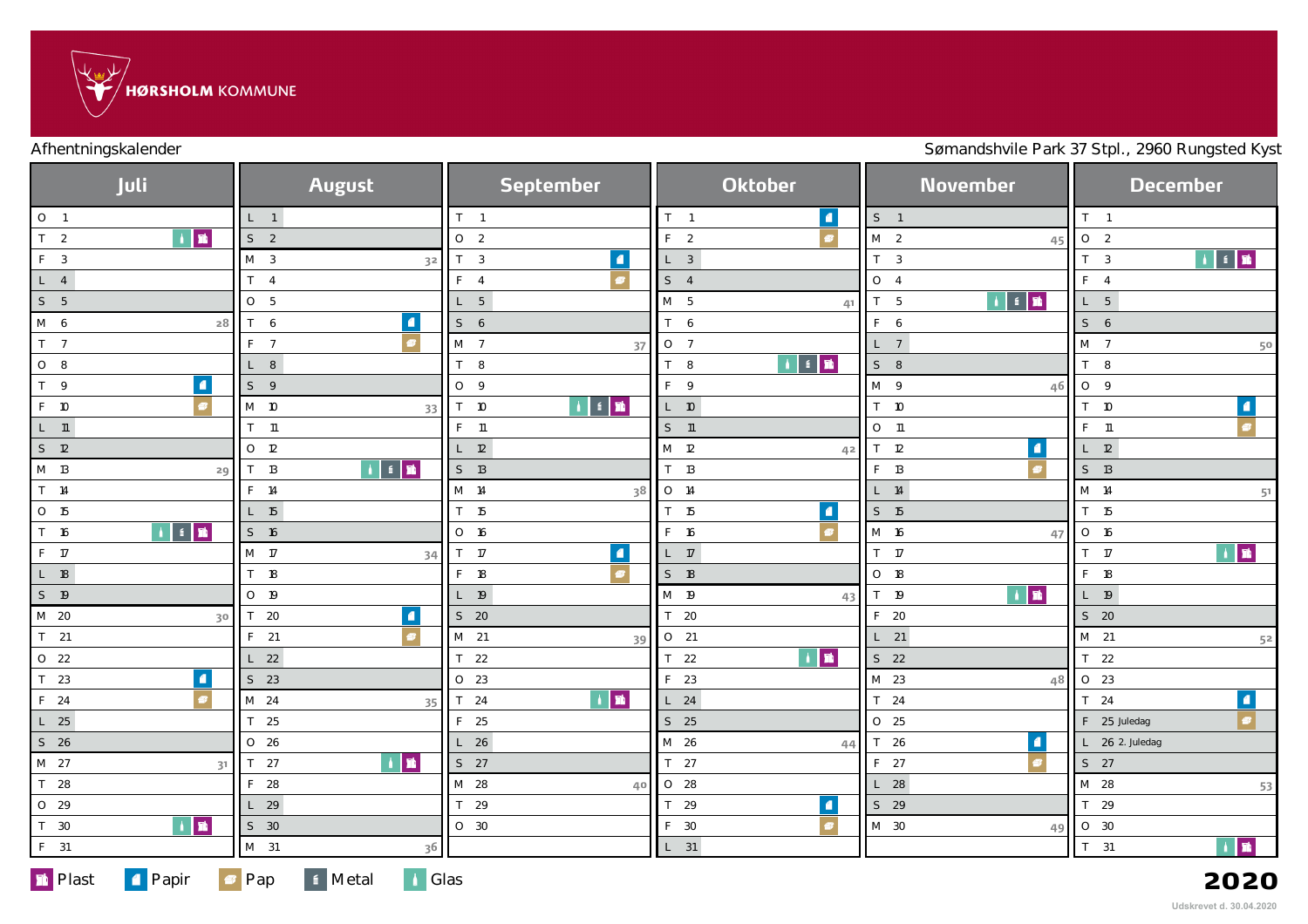**HØRSHOLM KOMMUNE**

Afhentningskalender

Sømandshvile Park 37 Stpl., 2960 Rungsted Kyst

## Juli

| | | | |
|---|---|---|---|
| O | 1 | | |
| T | 2 | | Glas, Plast |
| F | 3 | | |
| L | 4 | | |
| S | 5 | | |
| M | 6 | 28 | |
| T | 7 | | |
| O | 8 | | |
| T | 9 | | Papir |
| F | 10 | | Pap |
| L | 11 | | |
| S | 12 | | |
| M | 13 | 29 | |
| T | 14 | | |
| O | 15 | | |
| T | 16 | | Glas, Metal, Plast |
| F | 17 | | |
| L | 18 | | |
| S | 19 | | |
| M | 20 | 30 | |
| T | 21 | | |
| O | 22 | | |
| T | 23 | | Papir |
| F | 24 | | Pap |
| L | 25 | | |
| S | 26 | | |
| M | 27 | 31 | |
| T | 28 | | |
| O | 29 | | |
| T | 30 | | Glas, Plast |
| F | 31 | | |

## August

| | | | |
|---|---|---|---|
| L | 1 | | |
| S | 2 | | |
| M | 3 | 32 | |
| T | 4 | | |
| O | 5 | | |
| T | 6 | | Papir |
| F | 7 | | Pap |
| L | 8 | | |
| S | 9 | | |
| M | 10 | 33 | |
| T | 11 | | |
| O | 12 | | |
| T | 13 | | Glas, Metal, Plast |
| F | 14 | | |
| L | 15 | | |
| S | 16 | | |
| M | 17 | 34 | |
| T | 18 | | |
| O | 19 | | |
| T | 20 | | Papir |
| F | 21 | | Pap |
| L | 22 | | |
| S | 23 | | |
| M | 24 | 35 | |
| T | 25 | | |
| O | 26 | | |
| T | 27 | | Glas, Plast |
| F | 28 | | |
| L | 29 | | |
| S | 30 | | |
| M | 31 | 36 | |

## September

| | | | |
|---|---|---|---|
| T | 1 | | |
| O | 2 | | |
| T | 3 | | Papir |
| F | 4 | | Pap |
| L | 5 | | |
| S | 6 | | |
| M | 7 | 37 | |
| T | 8 | | |
| O | 9 | | |
| T | 10 | | Glas, Metal, Plast |
| F | 11 | | |
| L | 12 | | |
| S | 13 | | |
| M | 14 | 38 | |
| T | 15 | | |
| O | 16 | | |
| T | 17 | | Papir |
| F | 18 | | Pap |
| L | 19 | | |
| S | 20 | | |
| M | 21 | 39 | |
| T | 22 | | |
| O | 23 | | |
| T | 24 | | Glas, Plast |
| F | 25 | | |
| L | 26 | | |
| S | 27 | | |
| M | 28 | 40 | |
| T | 29 | | |
| O | 30 | | |

## Oktober

| | | | |
|---|---|---|---|
| T | 1 | | Papir |
| F | 2 | | Pap |
| L | 3 | | |
| S | 4 | | |
| M | 5 | 41 | |
| T | 6 | | |
| O | 7 | | |
| T | 8 | | Glas, Metal, Plast |
| F | 9 | | |
| L | 10 | | |
| S | 11 | | |
| M | 12 | 42 | |
| T | 13 | | |
| O | 14 | | |
| T | 15 | | Papir |
| F | 16 | | Pap |
| L | 17 | | |
| S | 18 | | |
| M | 19 | 43 | |
| T | 20 | | |
| O | 21 | | |
| T | 22 | | Glas, Plast |
| F | 23 | | |
| L | 24 | | |
| S | 25 | | |
| M | 26 | 44 | |
| T | 27 | | |
| O | 28 | | |
| T | 29 | | Papir |
| F | 30 | | Pap |
| L | 31 | | |

## November

| | | | |
|---|---|---|---|
| S | 1 | | |
| M | 2 | 45 | |
| T | 3 | | |
| O | 4 | | |
| T | 5 | | Glas, Metal, Plast |
| F | 6 | | |
| L | 7 | | |
| S | 8 | | |
| M | 9 | 46 | |
| T | 10 | | |
| O | 11 | | |
| T | 12 | | Papir |
| F | 13 | | Pap |
| L | 14 | | |
| S | 15 | | |
| M | 16 | 47 | |
| T | 17 | | |
| O | 18 | | |
| T | 19 | | Glas, Plast |
| F | 20 | | |
| L | 21 | | |
| S | 22 | | |
| M | 23 | 48 | |
| T | 24 | | |
| O | 25 | | |
| T | 26 | | Papir |
| F | 27 | | Pap |
| L | 28 | | |
| S | 29 | | |
| M | 30 | 49 | |

## December

| | | | |
|---|---|---|---|
| T | 1 | | |
| O | 2 | | |
| T | 3 | | Glas, Metal, Plast |
| F | 4 | | |
| L | 5 | | |
| S | 6 | | |
| M | 7 | 50 | |
| T | 8 | | |
| O | 9 | | |
| T | 10 | | Papir |
| F | 11 | | Pap |
| L | 12 | | |
| S | 13 | | |
| M | 14 | 51 | |
| T | 15 | | |
| O | 16 | | |
| T | 17 | | Glas, Plast |
| F | 18 | | |
| L | 19 | | |
| S | 20 | | |
| M | 21 | 52 | |
| T | 22 | | |
| O | 23 | | |
| T | 24 | | Papir |
| F | 25 Juledag | | Pap |
| L | 26 2. Juledag | | |
| S | 27 | | |
| M | 28 | 53 | |
| T | 29 | | |
| O | 30 | | |
| T | 31 | | Glas, Plast |

Plast · Papir · Pap · Metal · Glas

**2020**

Udskrevet d. 30.04.2020